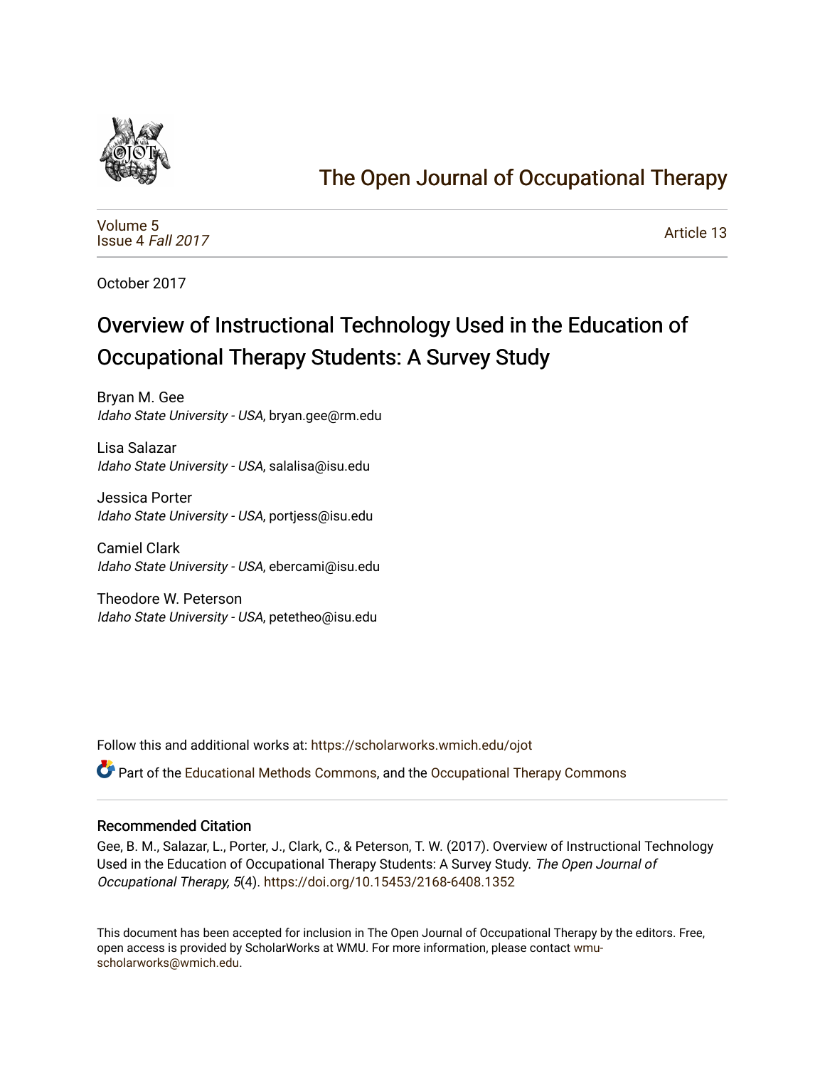# The Open Journal of Occupational Therapy

Volume 5
Issue 4 *Fall 2017*

Article 13

October 2017

# Overview of Instructional Technology Used in the Education of Occupational Therapy Students: A Survey Study

Bryan M. Gee
*Idaho State University - USA*, bryan.gee@rm.edu

Lisa Salazar
*Idaho State University - USA*, salalisa@isu.edu

Jessica Porter
*Idaho State University - USA*, portjess@isu.edu

Camiel Clark
*Idaho State University - USA*, ebercami@isu.edu

Theodore W. Peterson
*Idaho State University - USA*, petetheo@isu.edu

Follow this and additional works at: https://scholarworks.wmich.edu/ojot

Part of the Educational Methods Commons, and the Occupational Therapy Commons

## Recommended Citation

Gee, B. M., Salazar, L., Porter, J., Clark, C., & Peterson, T. W. (2017). Overview of Instructional Technology Used in the Education of Occupational Therapy Students: A Survey Study. *The Open Journal of Occupational Therapy, 5*(4). https://doi.org/10.15453/2168-6408.1352

This document has been accepted for inclusion in The Open Journal of Occupational Therapy by the editors. Free, open access is provided by ScholarWorks at WMU. For more information, please contact wmu-scholarworks@wmich.edu.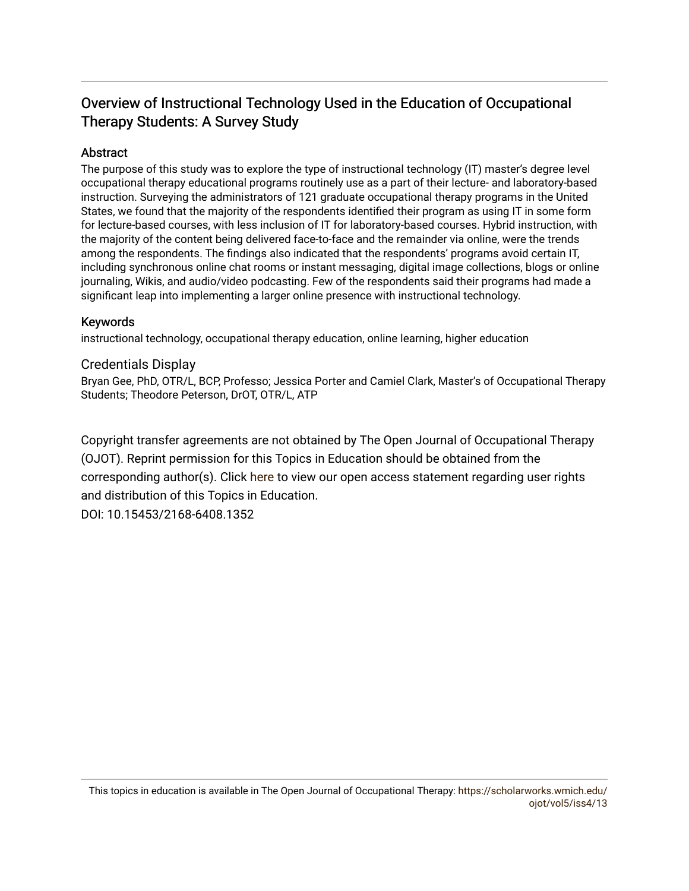# Overview of Instructional Technology Used in the Education of Occupational Therapy Students: A Survey Study

## Abstract

The purpose of this study was to explore the type of instructional technology (IT) master's degree level occupational therapy educational programs routinely use as a part of their lecture- and laboratory-based instruction. Surveying the administrators of 121 graduate occupational therapy programs in the United States, we found that the majority of the respondents identified their program as using IT in some form for lecture-based courses, with less inclusion of IT for laboratory-based courses. Hybrid instruction, with the majority of the content being delivered face-to-face and the remainder via online, were the trends among the respondents. The findings also indicated that the respondents' programs avoid certain IT, including synchronous online chat rooms or instant messaging, digital image collections, blogs or online journaling, Wikis, and audio/video podcasting. Few of the respondents said their programs had made a significant leap into implementing a larger online presence with instructional technology.

## Keywords

instructional technology, occupational therapy education, online learning, higher education

## Credentials Display

Bryan Gee, PhD, OTR/L, BCP, Professo; Jessica Porter and Camiel Clark, Master's of Occupational Therapy Students; Theodore Peterson, DrOT, OTR/L, ATP

Copyright transfer agreements are not obtained by The Open Journal of Occupational Therapy (OJOT). Reprint permission for this Topics in Education should be obtained from the corresponding author(s). Click here to view our open access statement regarding user rights and distribution of this Topics in Education.

DOI: 10.15453/2168-6408.1352

This topics in education is available in The Open Journal of Occupational Therapy: https://scholarworks.wmich.edu/ojot/vol5/iss4/13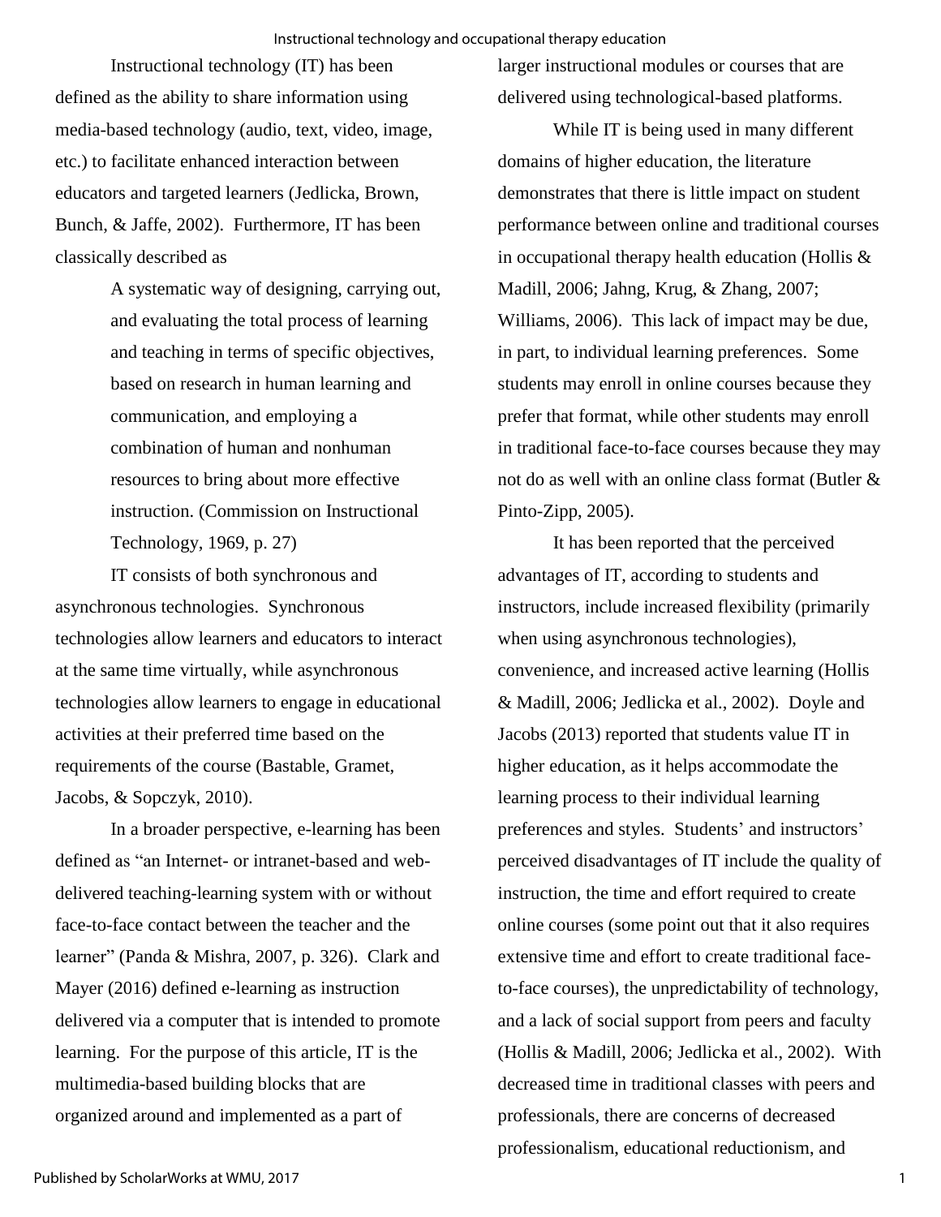Instructional technology (IT) has been defined as the ability to share information using media-based technology (audio, text, video, image, etc.) to facilitate enhanced interaction between educators and targeted learners (Jedlicka, Brown, Bunch, & Jaffe, 2002). Furthermore, IT has been classically described as

> A systematic way of designing, carrying out, and evaluating the total process of learning and teaching in terms of specific objectives, based on research in human learning and communication, and employing a combination of human and nonhuman resources to bring about more effective instruction. (Commission on Instructional Technology, 1969, p. 27)

IT consists of both synchronous and asynchronous technologies. Synchronous technologies allow learners and educators to interact at the same time virtually, while asynchronous technologies allow learners to engage in educational activities at their preferred time based on the requirements of the course (Bastable, Gramet, Jacobs, & Sopczyk, 2010).

In a broader perspective, e-learning has been defined as "an Internet- or intranet-based and web-delivered teaching-learning system with or without face-to-face contact between the teacher and the learner" (Panda & Mishra, 2007, p. 326). Clark and Mayer (2016) defined e-learning as instruction delivered via a computer that is intended to promote learning. For the purpose of this article, IT is the multimedia-based building blocks that are organized around and implemented as a part of larger instructional modules or courses that are delivered using technological-based platforms.

While IT is being used in many different domains of higher education, the literature demonstrates that there is little impact on student performance between online and traditional courses in occupational therapy health education (Hollis & Madill, 2006; Jahng, Krug, & Zhang, 2007; Williams, 2006). This lack of impact may be due, in part, to individual learning preferences. Some students may enroll in online courses because they prefer that format, while other students may enroll in traditional face-to-face courses because they may not do as well with an online class format (Butler & Pinto-Zipp, 2005).

It has been reported that the perceived advantages of IT, according to students and instructors, include increased flexibility (primarily when using asynchronous technologies), convenience, and increased active learning (Hollis & Madill, 2006; Jedlicka et al., 2002). Doyle and Jacobs (2013) reported that students value IT in higher education, as it helps accommodate the learning process to their individual learning preferences and styles. Students' and instructors' perceived disadvantages of IT include the quality of instruction, the time and effort required to create online courses (some point out that it also requires extensive time and effort to create traditional face-to-face courses), the unpredictability of technology, and a lack of social support from peers and faculty (Hollis & Madill, 2006; Jedlicka et al., 2002). With decreased time in traditional classes with peers and professionals, there are concerns of decreased professionalism, educational reductionism, and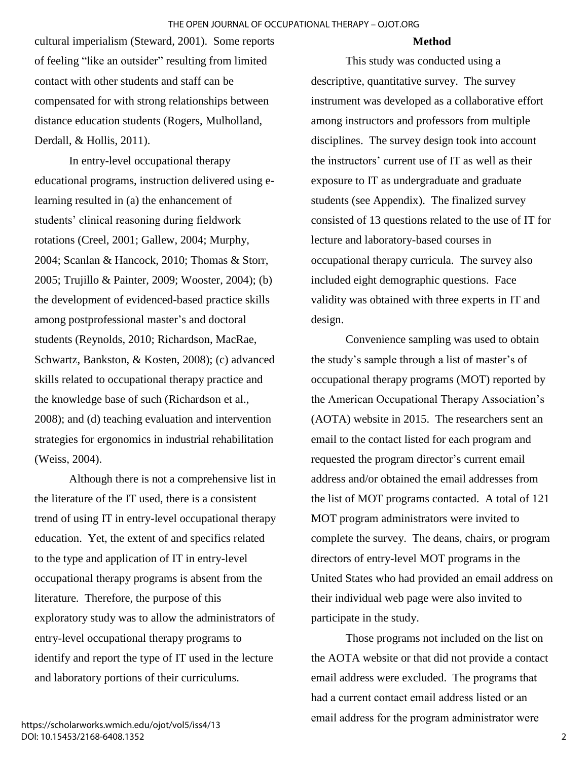cultural imperialism (Steward, 2001). Some reports of feeling "like an outsider" resulting from limited contact with other students and staff can be compensated for with strong relationships between distance education students (Rogers, Mulholland, Derdall, & Hollis, 2011).

In entry-level occupational therapy educational programs, instruction delivered using e-learning resulted in (a) the enhancement of students' clinical reasoning during fieldwork rotations (Creel, 2001; Gallew, 2004; Murphy, 2004; Scanlan & Hancock, 2010; Thomas & Storr, 2005; Trujillo & Painter, 2009; Wooster, 2004); (b) the development of evidenced-based practice skills among postprofessional master's and doctoral students (Reynolds, 2010; Richardson, MacRae, Schwartz, Bankston, & Kosten, 2008); (c) advanced skills related to occupational therapy practice and the knowledge base of such (Richardson et al., 2008); and (d) teaching evaluation and intervention strategies for ergonomics in industrial rehabilitation (Weiss, 2004).

Although there is not a comprehensive list in the literature of the IT used, there is a consistent trend of using IT in entry-level occupational therapy education. Yet, the extent of and specifics related to the type and application of IT in entry-level occupational therapy programs is absent from the literature. Therefore, the purpose of this exploratory study was to allow the administrators of entry-level occupational therapy programs to identify and report the type of IT used in the lecture and laboratory portions of their curriculums.

## Method

This study was conducted using a descriptive, quantitative survey. The survey instrument was developed as a collaborative effort among instructors and professors from multiple disciplines. The survey design took into account the instructors' current use of IT as well as their exposure to IT as undergraduate and graduate students (see Appendix). The finalized survey consisted of 13 questions related to the use of IT for lecture and laboratory-based courses in occupational therapy curricula. The survey also included eight demographic questions. Face validity was obtained with three experts in IT and design.

Convenience sampling was used to obtain the study's sample through a list of master's of occupational therapy programs (MOT) reported by the American Occupational Therapy Association's (AOTA) website in 2015. The researchers sent an email to the contact listed for each program and requested the program director's current email address and/or obtained the email addresses from the list of MOT programs contacted. A total of 121 MOT program administrators were invited to complete the survey. The deans, chairs, or program directors of entry-level MOT programs in the United States who had provided an email address on their individual web page were also invited to participate in the study.

Those programs not included on the list on the AOTA website or that did not provide a contact email address were excluded. The programs that had a current contact email address listed or an email address for the program administrator were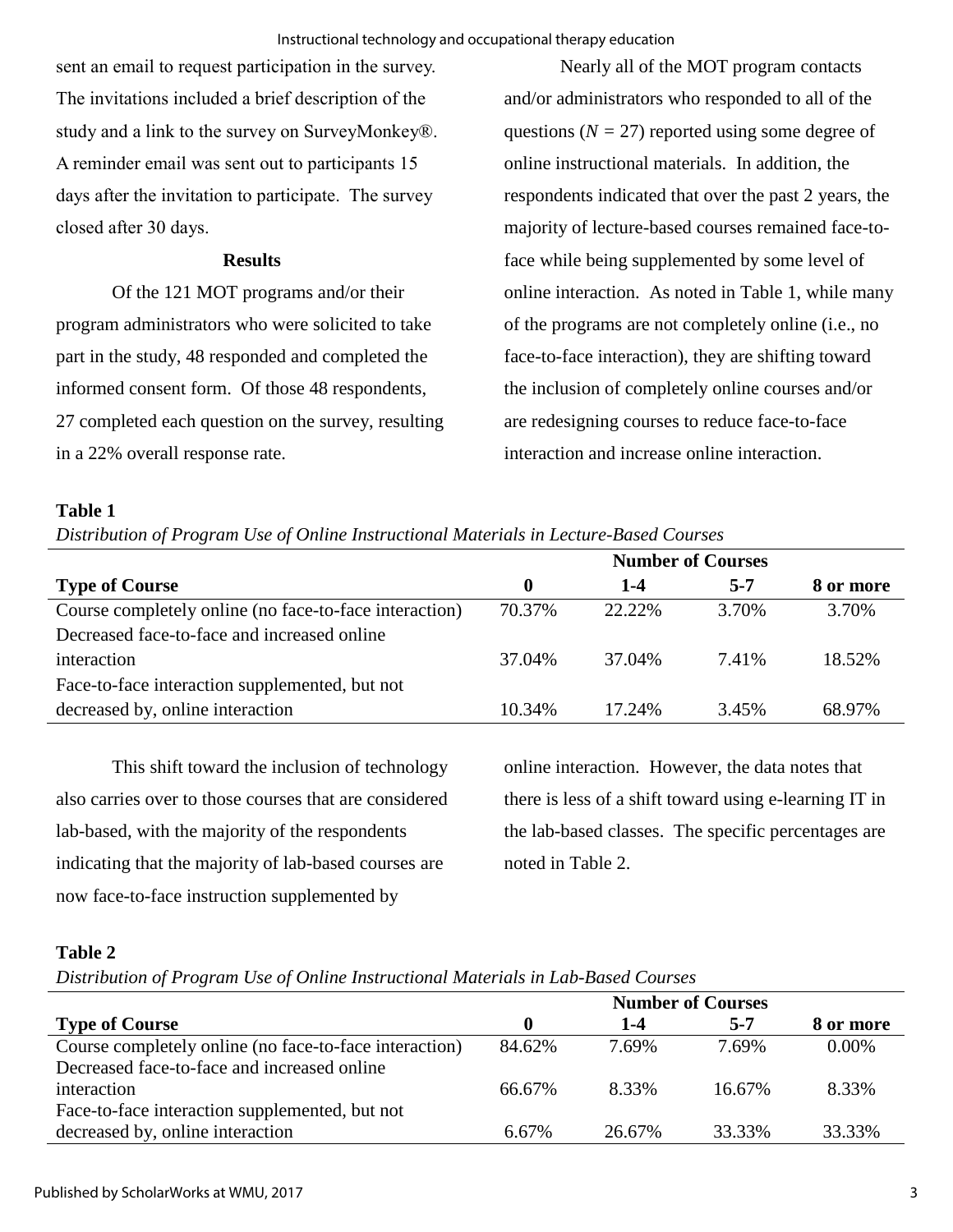sent an email to request participation in the survey. The invitations included a brief description of the study and a link to the survey on SurveyMonkey®. A reminder email was sent out to participants 15 days after the invitation to participate. The survey closed after 30 days.

## Results

Of the 121 MOT programs and/or their program administrators who were solicited to take part in the study, 48 responded and completed the informed consent form. Of those 48 respondents, 27 completed each question on the survey, resulting in a 22% overall response rate.

Nearly all of the MOT program contacts and/or administrators who responded to all of the questions ($N$ = 27) reported using some degree of online instructional materials. In addition, the respondents indicated that over the past 2 years, the majority of lecture-based courses remained face-to-face while being supplemented by some level of online interaction. As noted in Table 1, while many of the programs are not completely online (i.e., no face-to-face interaction), they are shifting toward the inclusion of completely online courses and/or are redesigning courses to reduce face-to-face interaction and increase online interaction.

**Table 1**

*Distribution of Program Use of Online Instructional Materials in Lecture-Based Courses*

| | Number of Courses | | | |
|---|---|---|---|---|
| **Type of Course** | **0** | **1-4** | **5-7** | **8 or more** |
| Course completely online (no face-to-face interaction) | 70.37% | 22.22% | 3.70% | 3.70% |
| Decreased face-to-face and increased online interaction | 37.04% | 37.04% | 7.41% | 18.52% |
| Face-to-face interaction supplemented, but not decreased by, online interaction | 10.34% | 17.24% | 3.45% | 68.97% |

This shift toward the inclusion of technology also carries over to those courses that are considered lab-based, with the majority of the respondents indicating that the majority of lab-based courses are now face-to-face instruction supplemented by online interaction. However, the data notes that there is less of a shift toward using e-learning IT in the lab-based classes. The specific percentages are noted in Table 2.

**Table 2**

*Distribution of Program Use of Online Instructional Materials in Lab-Based Courses*

| | Number of Courses | | | |
|---|---|---|---|---|
| **Type of Course** | **0** | **1-4** | **5-7** | **8 or more** |
| Course completely online (no face-to-face interaction) | 84.62% | 7.69% | 7.69% | 0.00% |
| Decreased face-to-face and increased online interaction | 66.67% | 8.33% | 16.67% | 8.33% |
| Face-to-face interaction supplemented, but not decreased by, online interaction | 6.67% | 26.67% | 33.33% | 33.33% |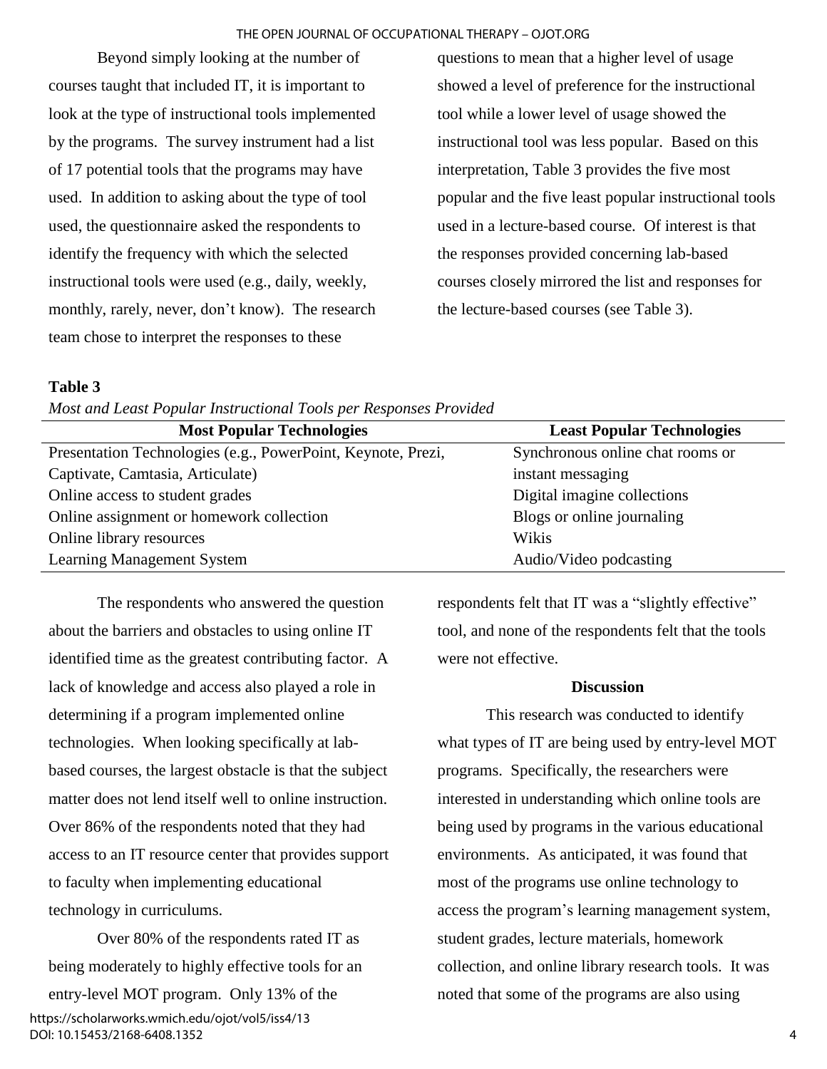Beyond simply looking at the number of courses taught that included IT, it is important to look at the type of instructional tools implemented by the programs. The survey instrument had a list of 17 potential tools that the programs may have used. In addition to asking about the type of tool used, the questionnaire asked the respondents to identify the frequency with which the selected instructional tools were used (e.g., daily, weekly, monthly, rarely, never, don't know). The research team chose to interpret the responses to these questions to mean that a higher level of usage showed a level of preference for the instructional tool while a lower level of usage showed the instructional tool was less popular. Based on this interpretation, Table 3 provides the five most popular and the five least popular instructional tools used in a lecture-based course. Of interest is that the responses provided concerning lab-based courses closely mirrored the list and responses for the lecture-based courses (see Table 3).

**Table 3**

*Most and Least Popular Instructional Tools per Responses Provided*

| Most Popular Technologies | Least Popular Technologies |
|---|---|
| Presentation Technologies (e.g., PowerPoint, Keynote, Prezi, Captivate, Camtasia, Articulate) | Synchronous online chat rooms or instant messaging |
| Online access to student grades | Digital imagine collections |
| Online assignment or homework collection | Blogs or online journaling |
| Online library resources | Wikis |
| Learning Management System | Audio/Video podcasting |

The respondents who answered the question about the barriers and obstacles to using online IT identified time as the greatest contributing factor. A lack of knowledge and access also played a role in determining if a program implemented online technologies. When looking specifically at lab-based courses, the largest obstacle is that the subject matter does not lend itself well to online instruction. Over 86% of the respondents noted that they had access to an IT resource center that provides support to faculty when implementing educational technology in curriculums.

Over 80% of the respondents rated IT as being moderately to highly effective tools for an entry-level MOT program. Only 13% of the respondents felt that IT was a "slightly effective" tool, and none of the respondents felt that the tools were not effective.

## Discussion

This research was conducted to identify what types of IT are being used by entry-level MOT programs. Specifically, the researchers were interested in understanding which online tools are being used by programs in the various educational environments. As anticipated, it was found that most of the programs use online technology to access the program's learning management system, student grades, lecture materials, homework collection, and online library research tools. It was noted that some of the programs are also using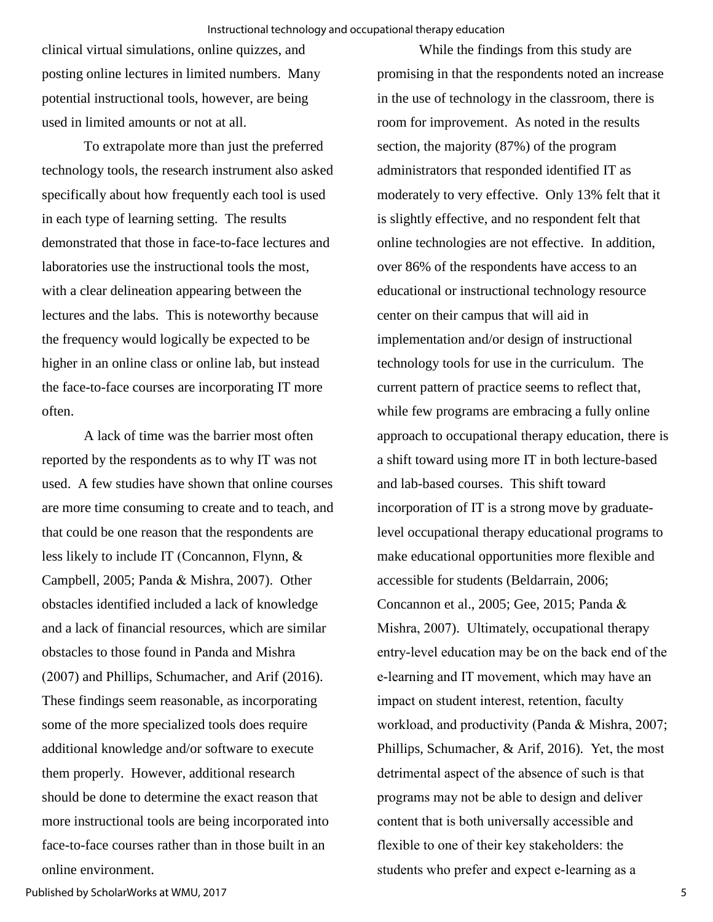clinical virtual simulations, online quizzes, and posting online lectures in limited numbers. Many potential instructional tools, however, are being used in limited amounts or not at all.

To extrapolate more than just the preferred technology tools, the research instrument also asked specifically about how frequently each tool is used in each type of learning setting. The results demonstrated that those in face-to-face lectures and laboratories use the instructional tools the most, with a clear delineation appearing between the lectures and the labs. This is noteworthy because the frequency would logically be expected to be higher in an online class or online lab, but instead the face-to-face courses are incorporating IT more often.

A lack of time was the barrier most often reported by the respondents as to why IT was not used. A few studies have shown that online courses are more time consuming to create and to teach, and that could be one reason that the respondents are less likely to include IT (Concannon, Flynn, & Campbell, 2005; Panda & Mishra, 2007). Other obstacles identified included a lack of knowledge and a lack of financial resources, which are similar obstacles to those found in Panda and Mishra (2007) and Phillips, Schumacher, and Arif (2016). These findings seem reasonable, as incorporating some of the more specialized tools does require additional knowledge and/or software to execute them properly. However, additional research should be done to determine the exact reason that more instructional tools are being incorporated into face-to-face courses rather than in those built in an online environment.

While the findings from this study are promising in that the respondents noted an increase in the use of technology in the classroom, there is room for improvement. As noted in the results section, the majority (87%) of the program administrators that responded identified IT as moderately to very effective. Only 13% felt that it is slightly effective, and no respondent felt that online technologies are not effective. In addition, over 86% of the respondents have access to an educational or instructional technology resource center on their campus that will aid in implementation and/or design of instructional technology tools for use in the curriculum. The current pattern of practice seems to reflect that, while few programs are embracing a fully online approach to occupational therapy education, there is a shift toward using more IT in both lecture-based and lab-based courses. This shift toward incorporation of IT is a strong move by graduate-level occupational therapy educational programs to make educational opportunities more flexible and accessible for students (Beldarrain, 2006; Concannon et al., 2005; Gee, 2015; Panda & Mishra, 2007). Ultimately, occupational therapy entry-level education may be on the back end of the e-learning and IT movement, which may have an impact on student interest, retention, faculty workload, and productivity (Panda & Mishra, 2007; Phillips, Schumacher, & Arif, 2016). Yet, the most detrimental aspect of the absence of such is that programs may not be able to design and deliver content that is both universally accessible and flexible to one of their key stakeholders: the students who prefer and expect e-learning as a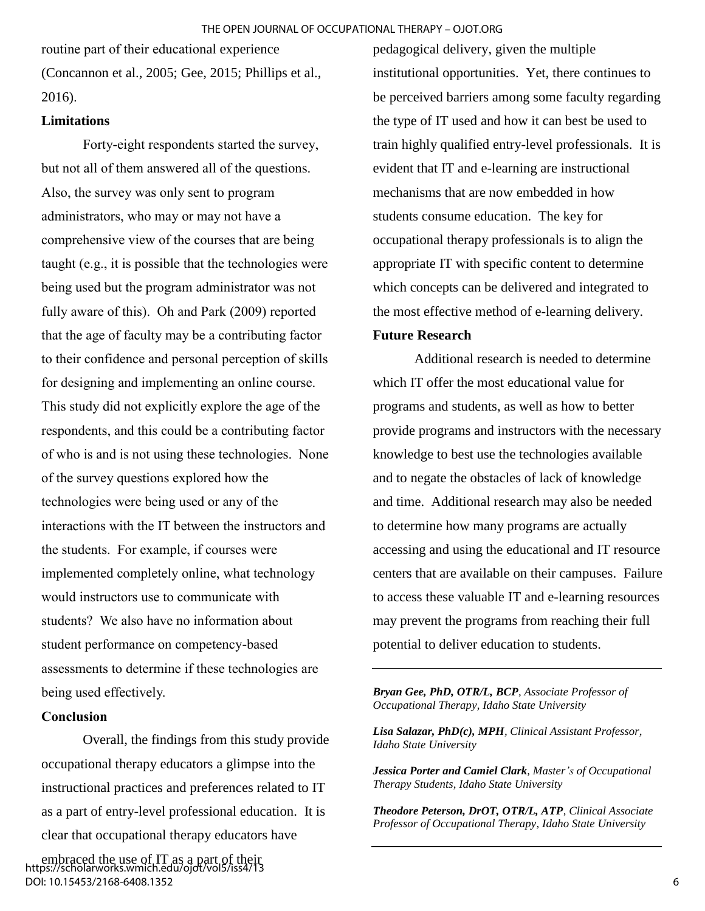routine part of their educational experience (Concannon et al., 2005; Gee, 2015; Phillips et al., 2016).

### Limitations

Forty-eight respondents started the survey, but not all of them answered all of the questions. Also, the survey was only sent to program administrators, who may or may not have a comprehensive view of the courses that are being taught (e.g., it is possible that the technologies were being used but the program administrator was not fully aware of this). Oh and Park (2009) reported that the age of faculty may be a contributing factor to their confidence and personal perception of skills for designing and implementing an online course. This study did not explicitly explore the age of the respondents, and this could be a contributing factor of who is and is not using these technologies. None of the survey questions explored how the technologies were being used or any of the interactions with the IT between the instructors and the students. For example, if courses were implemented completely online, what technology would instructors use to communicate with students? We also have no information about student performance on competency-based assessments to determine if these technologies are being used effectively.

### Conclusion

Overall, the findings from this study provide occupational therapy educators a glimpse into the instructional practices and preferences related to IT as a part of entry-level professional education. It is clear that occupational therapy educators have embraced the use of IT as a part of their pedagogical delivery, given the multiple institutional opportunities. Yet, there continues to be perceived barriers among some faculty regarding the type of IT used and how it can best be used to train highly qualified entry-level professionals. It is evident that IT and e-learning are instructional mechanisms that are now embedded in how students consume education. The key for occupational therapy professionals is to align the appropriate IT with specific content to determine which concepts can be delivered and integrated to the most effective method of e-learning delivery.

### Future Research

Additional research is needed to determine which IT offer the most educational value for programs and students, as well as how to better provide programs and instructors with the necessary knowledge to best use the technologies available and to negate the obstacles of lack of knowledge and time. Additional research may also be needed to determine how many programs are actually accessing and using the educational and IT resource centers that are available on their campuses. Failure to access these valuable IT and e-learning resources may prevent the programs from reaching their full potential to deliver education to students.

---

***Bryan Gee, PhD, OTR/L, BCP****, Associate Professor of Occupational Therapy, Idaho State University*

***Lisa Salazar, PhD(c), MPH****, Clinical Assistant Professor, Idaho State University*

***Jessica Porter and Camiel Clark****, Master's of Occupational Therapy Students, Idaho State University*

***Theodore Peterson, DrOT, OTR/L, ATP****, Clinical Associate Professor of Occupational Therapy, Idaho State University*

---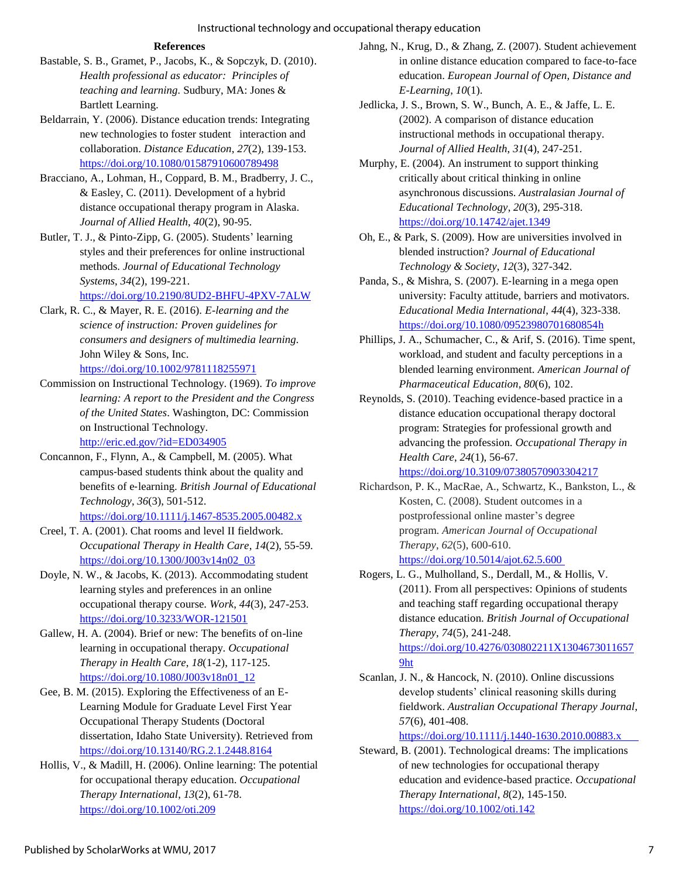## References

Bastable, S. B., Gramet, P., Jacobs, K., & Sopczyk, D. (2010). *Health professional as educator: Principles of teaching and learning*. Sudbury, MA: Jones & Bartlett Learning.

Beldarrain, Y. (2006). Distance education trends: Integrating new technologies to foster student interaction and collaboration. *Distance Education*, *27*(2), 139-153. https://doi.org/10.1080/01587910600789498

Bracciano, A., Lohman, H., Coppard, B. M., Bradberry, J. C., & Easley, C. (2011). Development of a hybrid distance occupational therapy program in Alaska. *Journal of Allied Health*, *40*(2), 90-95.

Butler, T. J., & Pinto-Zipp, G. (2005). Students' learning styles and their preferences for online instructional methods. *Journal of Educational Technology Systems*, *34*(2), 199-221. https://doi.org/10.2190/8UD2-BHFU-4PXV-7ALW

Clark, R. C., & Mayer, R. E. (2016). *E-learning and the science of instruction: Proven guidelines for consumers and designers of multimedia learning*. John Wiley & Sons, Inc. https://doi.org/10.1002/9781118255971

Commission on Instructional Technology. (1969). *To improve learning: A report to the President and the Congress of the United States*. Washington, DC: Commission on Instructional Technology. http://eric.ed.gov/?id=ED034905

Concannon, F., Flynn, A., & Campbell, M. (2005). What campus-based students think about the quality and benefits of e-learning. *British Journal of Educational Technology*, *36*(3), 501-512. https://doi.org/10.1111/j.1467-8535.2005.00482.x

Creel, T. A. (2001). Chat rooms and level II fieldwork. *Occupational Therapy in Health Care*, *14*(2), 55-59. https://doi.org/10.1300/J003v14n02_03

Doyle, N. W., & Jacobs, K. (2013). Accommodating student learning styles and preferences in an online occupational therapy course. *Work*, *44*(3), 247-253. https://doi.org/10.3233/WOR-121501

Gallew, H. A. (2004). Brief or new: The benefits of on-line learning in occupational therapy. *Occupational Therapy in Health Care*, *18*(1-2), 117-125. https://doi.org/10.1080/J003v18n01_12

Gee, B. M. (2015). Exploring the Effectiveness of an E-Learning Module for Graduate Level First Year Occupational Therapy Students (Doctoral dissertation, Idaho State University). Retrieved from https://doi.org/10.13140/RG.2.1.2448.8164

Hollis, V., & Madill, H. (2006). Online learning: The potential for occupational therapy education. *Occupational Therapy International*, *13*(2), 61-78. https://doi.org/10.1002/oti.209

Jahng, N., Krug, D., & Zhang, Z. (2007). Student achievement in online distance education compared to face-to-face education. *European Journal of Open, Distance and E-Learning*, *10*(1).

Jedlicka, J. S., Brown, S. W., Bunch, A. E., & Jaffe, L. E. (2002). A comparison of distance education instructional methods in occupational therapy. *Journal of Allied Health*, *31*(4), 247-251.

Murphy, E. (2004). An instrument to support thinking critically about critical thinking in online asynchronous discussions. *Australasian Journal of Educational Technology*, *20*(3), 295-318. https://doi.org/10.14742/ajet.1349

Oh, E., & Park, S. (2009). How are universities involved in blended instruction? *Journal of Educational Technology & Society*, *12*(3), 327-342.

Panda, S., & Mishra, S. (2007). E-learning in a mega open university: Faculty attitude, barriers and motivators. *Educational Media International*, *44*(4), 323-338. https://doi.org/10.1080/09523980701680854h

Phillips, J. A., Schumacher, C., & Arif, S. (2016). Time spent, workload, and student and faculty perceptions in a blended learning environment. *American Journal of Pharmaceutical Education*, *80*(6), 102.

Reynolds, S. (2010). Teaching evidence-based practice in a distance education occupational therapy doctoral program: Strategies for professional growth and advancing the profession. *Occupational Therapy in Health Care*, *24*(1), 56-67. https://doi.org/10.3109/07380570903304217

Richardson, P. K., MacRae, A., Schwartz, K., Bankston, L., & Kosten, C. (2008). Student outcomes in a postprofessional online master's degree program. *American Journal of Occupational Therapy*, *62*(5), 600-610. https://doi.org/10.5014/ajot.62.5.600

Rogers, L. G., Mulholland, S., Derdall, M., & Hollis, V. (2011). From all perspectives: Opinions of students and teaching staff regarding occupational therapy distance education. *British Journal of Occupational Therapy*, *74*(5), 241-248. https://doi.org/10.4276/030802211X13046730116579ht

Scanlan, J. N., & Hancock, N. (2010). Online discussions develop students' clinical reasoning skills during fieldwork. *Australian Occupational Therapy Journal*, *57*(6), 401-408. https://doi.org/10.1111/j.1440-1630.2010.00883.x

Steward, B. (2001). Technological dreams: The implications of new technologies for occupational therapy education and evidence-based practice. *Occupational Therapy International*, *8*(2), 145-150. https://doi.org/10.1002/oti.142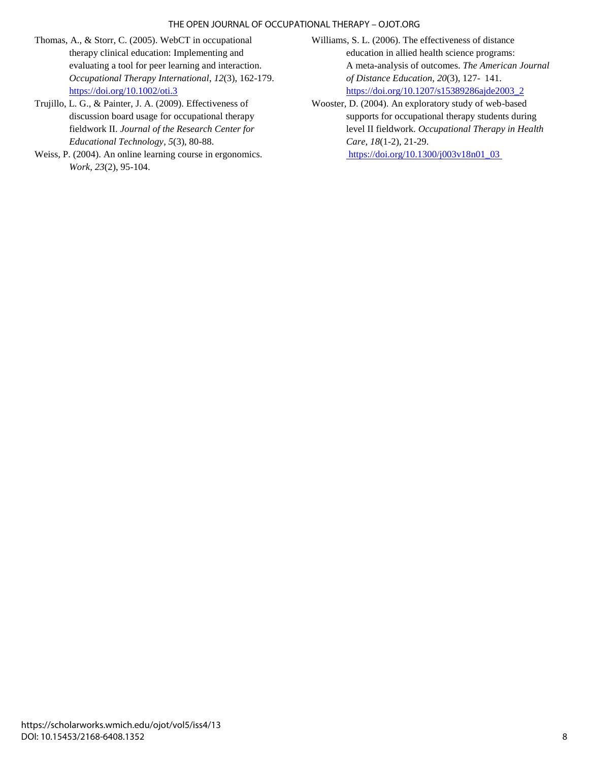Thomas, A., & Storr, C. (2005). WebCT in occupational therapy clinical education: Implementing and evaluating a tool for peer learning and interaction. *Occupational Therapy International*, *12*(3), 162-179. https://doi.org/10.1002/oti.3

Trujillo, L. G., & Painter, J. A. (2009). Effectiveness of discussion board usage for occupational therapy fieldwork II. *Journal of the Research Center for Educational Technology*, *5*(3), 80-88.

Weiss, P. (2004). An online learning course in ergonomics. *Work*, *23*(2), 95-104.

Williams, S. L. (2006). The effectiveness of distance education in allied health science programs: A meta-analysis of outcomes. *The American Journal of Distance Education*, *20*(3), 127- 141. https://doi.org/10.1207/s15389286ajde2003_2

Wooster, D. (2004). An exploratory study of web-based supports for occupational therapy students during level II fieldwork. *Occupational Therapy in Health Care*, *18*(1-2), 21-29. https://doi.org/10.1300/j003v18n01_03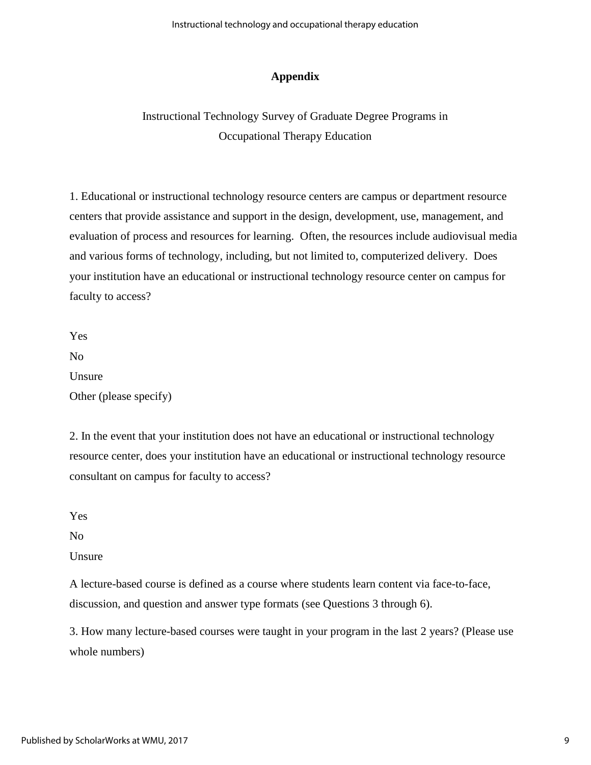## Appendix

Instructional Technology Survey of Graduate Degree Programs in
Occupational Therapy Education

1. Educational or instructional technology resource centers are campus or department resource centers that provide assistance and support in the design, development, use, management, and evaluation of process and resources for learning. Often, the resources include audiovisual media and various forms of technology, including, but not limited to, computerized delivery. Does your institution have an educational or instructional technology resource center on campus for faculty to access?

Yes
No
Unsure
Other (please specify)

2. In the event that your institution does not have an educational or instructional technology resource center, does your institution have an educational or instructional technology resource consultant on campus for faculty to access?

Yes
No
Unsure

A lecture-based course is defined as a course where students learn content via face-to-face, discussion, and question and answer type formats (see Questions 3 through 6).

3. How many lecture-based courses were taught in your program in the last 2 years? (Please use whole numbers)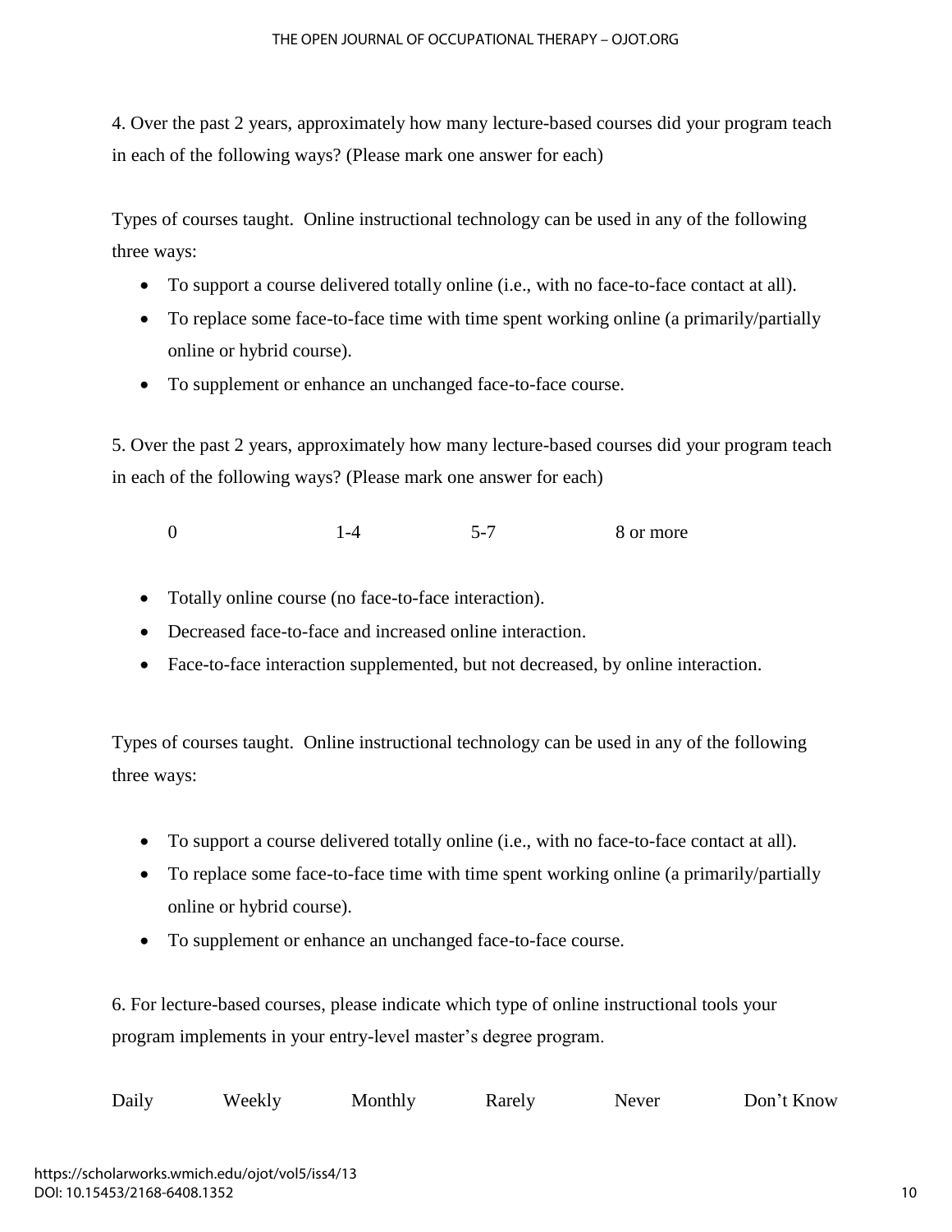4. Over the past 2 years, approximately how many lecture-based courses did your program teach in each of the following ways? (Please mark one answer for each)

Types of courses taught. Online instructional technology can be used in any of the following three ways:

- To support a course delivered totally online (i.e., with no face-to-face contact at all).
- To replace some face-to-face time with time spent working online (a primarily/partially online or hybrid course).
- To supplement or enhance an unchanged face-to-face course.

5. Over the past 2 years, approximately how many lecture-based courses did your program teach in each of the following ways? (Please mark one answer for each)

0 &nbsp;&nbsp;&nbsp;&nbsp; 1-4 &nbsp;&nbsp;&nbsp;&nbsp; 5-7 &nbsp;&nbsp;&nbsp;&nbsp; 8 or more

- Totally online course (no face-to-face interaction).
- Decreased face-to-face and increased online interaction.
- Face-to-face interaction supplemented, but not decreased, by online interaction.

Types of courses taught. Online instructional technology can be used in any of the following three ways:

- To support a course delivered totally online (i.e., with no face-to-face contact at all).
- To replace some face-to-face time with time spent working online (a primarily/partially online or hybrid course).
- To supplement or enhance an unchanged face-to-face course.

6. For lecture-based courses, please indicate which type of online instructional tools your program implements in your entry-level master's degree program.

Daily &nbsp;&nbsp;&nbsp;&nbsp; Weekly &nbsp;&nbsp;&nbsp;&nbsp; Monthly &nbsp;&nbsp;&nbsp;&nbsp; Rarely &nbsp;&nbsp;&nbsp;&nbsp; Never &nbsp;&nbsp;&nbsp;&nbsp; Don't Know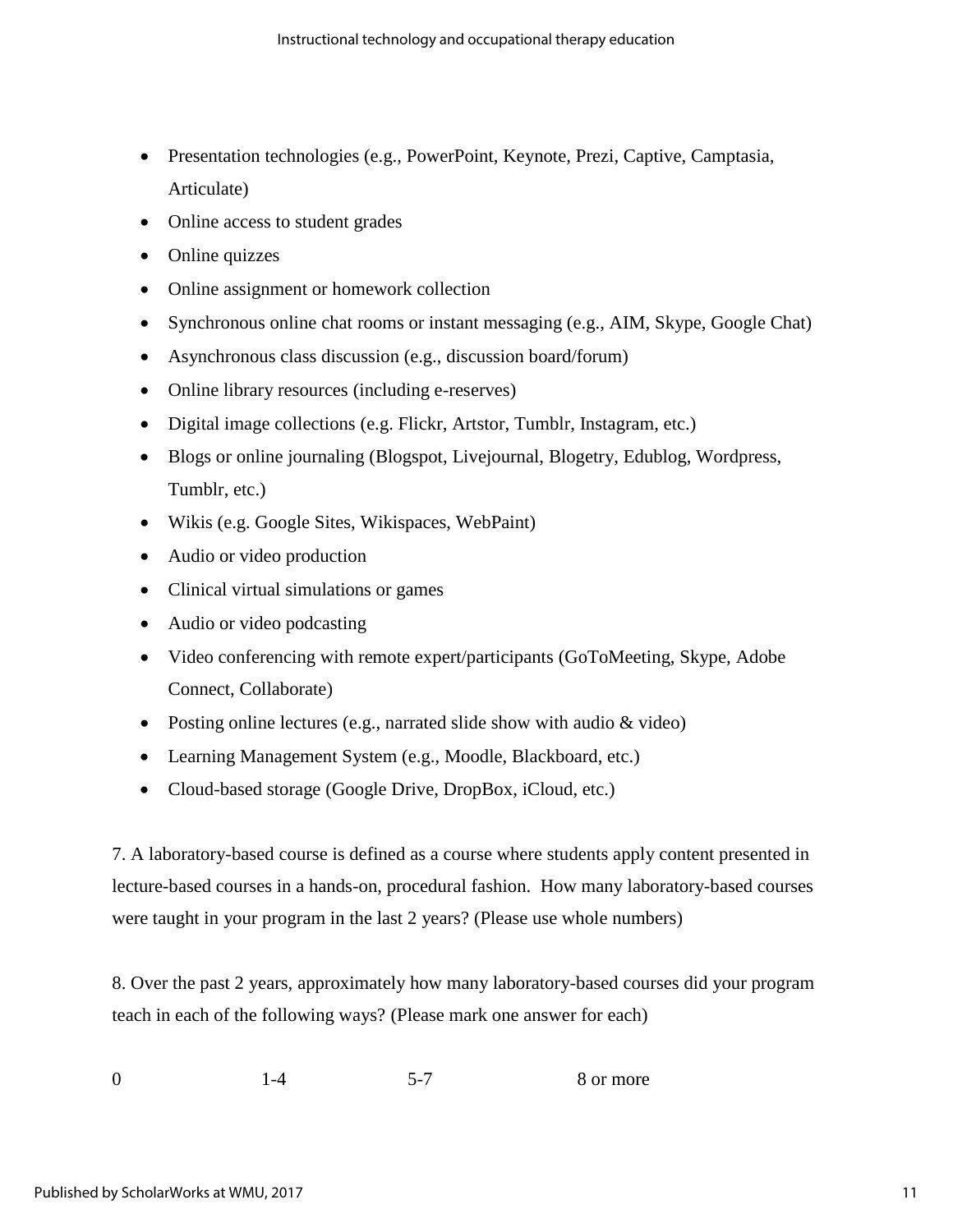- Presentation technologies (e.g., PowerPoint, Keynote, Prezi, Captive, Camptasia, Articulate)
- Online access to student grades
- Online quizzes
- Online assignment or homework collection
- Synchronous online chat rooms or instant messaging (e.g., AIM, Skype, Google Chat)
- Asynchronous class discussion (e.g., discussion board/forum)
- Online library resources (including e-reserves)
- Digital image collections (e.g. Flickr, Artstor, Tumblr, Instagram, etc.)
- Blogs or online journaling (Blogspot, Livejournal, Blogetry, Edublog, Wordpress, Tumblr, etc.)
- Wikis (e.g. Google Sites, Wikispaces, WebPaint)
- Audio or video production
- Clinical virtual simulations or games
- Audio or video podcasting
- Video conferencing with remote expert/participants (GoToMeeting, Skype, Adobe Connect, Collaborate)
- Posting online lectures (e.g., narrated slide show with audio & video)
- Learning Management System (e.g., Moodle, Blackboard, etc.)
- Cloud-based storage (Google Drive, DropBox, iCloud, etc.)

7. A laboratory-based course is defined as a course where students apply content presented in lecture-based courses in a hands-on, procedural fashion. How many laboratory-based courses were taught in your program in the last 2 years? (Please use whole numbers)

8. Over the past 2 years, approximately how many laboratory-based courses did your program teach in each of the following ways? (Please mark one answer for each)

0 1-4 5-7 8 or more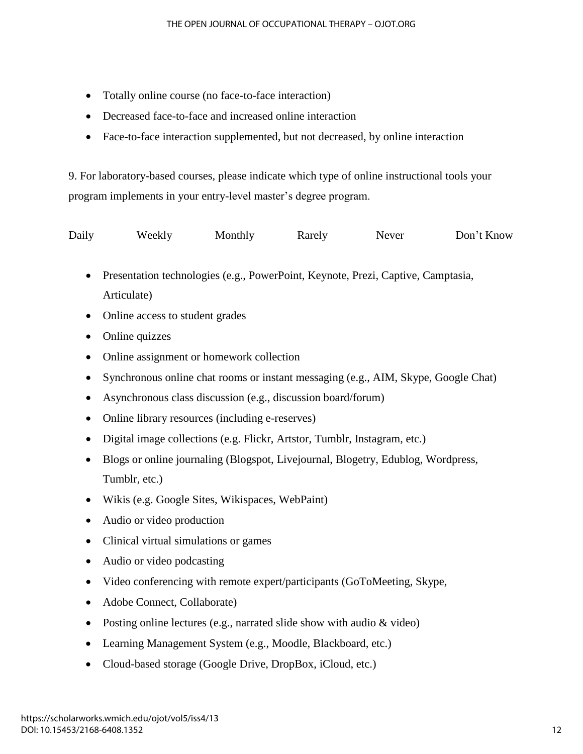- Totally online course (no face-to-face interaction)
- Decreased face-to-face and increased online interaction
- Face-to-face interaction supplemented, but not decreased, by online interaction

9. For laboratory-based courses, please indicate which type of online instructional tools your program implements in your entry-level master's degree program.

Daily Weekly Monthly Rarely Never Don't Know

- Presentation technologies (e.g., PowerPoint, Keynote, Prezi, Captive, Camptasia, Articulate)
- Online access to student grades
- Online quizzes
- Online assignment or homework collection
- Synchronous online chat rooms or instant messaging (e.g., AIM, Skype, Google Chat)
- Asynchronous class discussion (e.g., discussion board/forum)
- Online library resources (including e-reserves)
- Digital image collections (e.g. Flickr, Artstor, Tumblr, Instagram, etc.)
- Blogs or online journaling (Blogspot, Livejournal, Blogetry, Edublog, Wordpress, Tumblr, etc.)
- Wikis (e.g. Google Sites, Wikispaces, WebPaint)
- Audio or video production
- Clinical virtual simulations or games
- Audio or video podcasting
- Video conferencing with remote expert/participants (GoToMeeting, Skype,
- Adobe Connect, Collaborate)
- Posting online lectures (e.g., narrated slide show with audio & video)
- Learning Management System (e.g., Moodle, Blackboard, etc.)
- Cloud-based storage (Google Drive, DropBox, iCloud, etc.)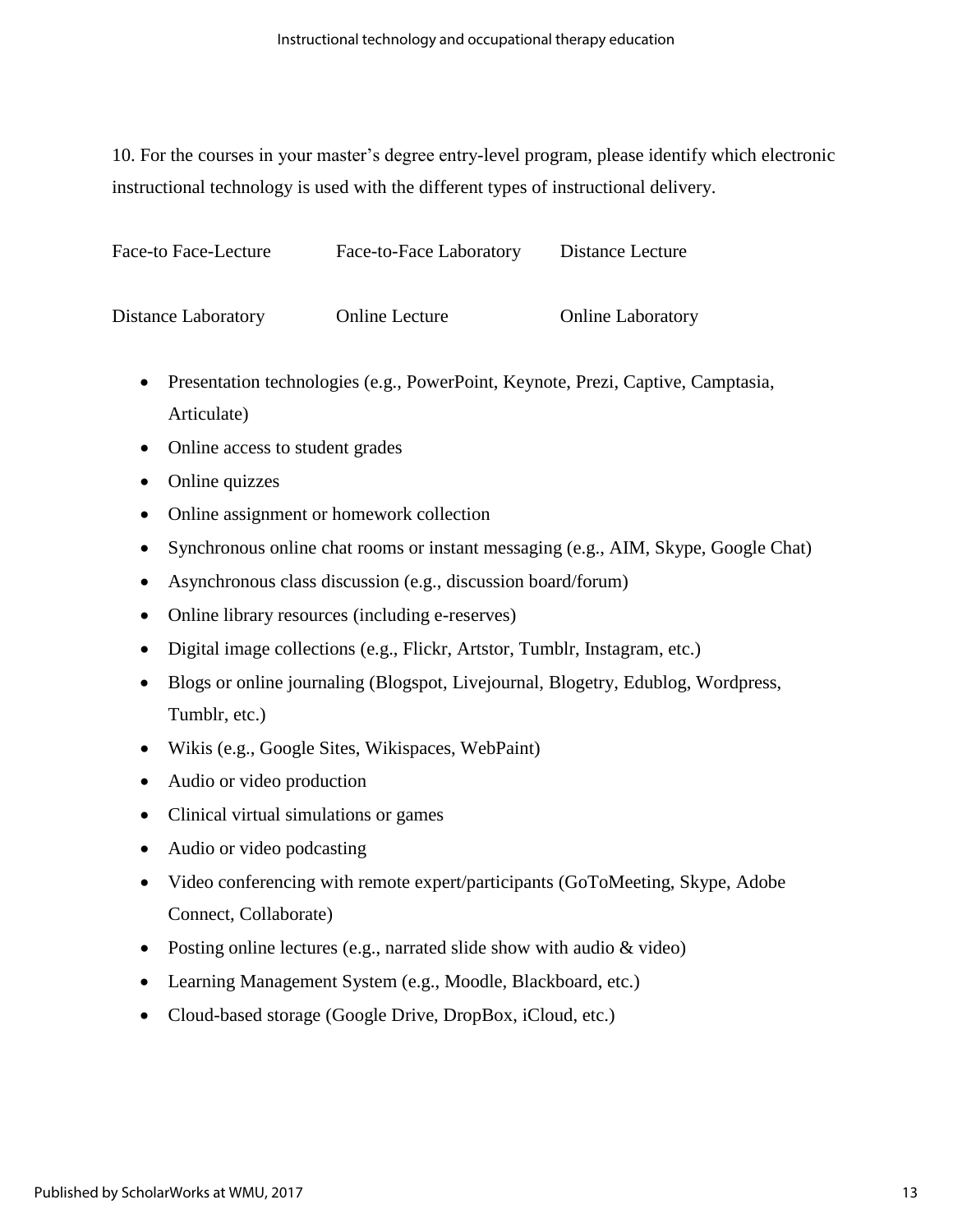10. For the courses in your master's degree entry-level program, please identify which electronic instructional technology is used with the different types of instructional delivery.

Face-to Face-Lecture Face-to-Face Laboratory Distance Lecture

Distance Laboratory Online Lecture Online Laboratory

- Presentation technologies (e.g., PowerPoint, Keynote, Prezi, Captive, Camptasia, Articulate)
- Online access to student grades
- Online quizzes
- Online assignment or homework collection
- Synchronous online chat rooms or instant messaging (e.g., AIM, Skype, Google Chat)
- Asynchronous class discussion (e.g., discussion board/forum)
- Online library resources (including e-reserves)
- Digital image collections (e.g., Flickr, Artstor, Tumblr, Instagram, etc.)
- Blogs or online journaling (Blogspot, Livejournal, Blogetry, Edublog, Wordpress, Tumblr, etc.)
- Wikis (e.g., Google Sites, Wikispaces, WebPaint)
- Audio or video production
- Clinical virtual simulations or games
- Audio or video podcasting
- Video conferencing with remote expert/participants (GoToMeeting, Skype, Adobe Connect, Collaborate)
- Posting online lectures (e.g., narrated slide show with audio & video)
- Learning Management System (e.g., Moodle, Blackboard, etc.)
- Cloud-based storage (Google Drive, DropBox, iCloud, etc.)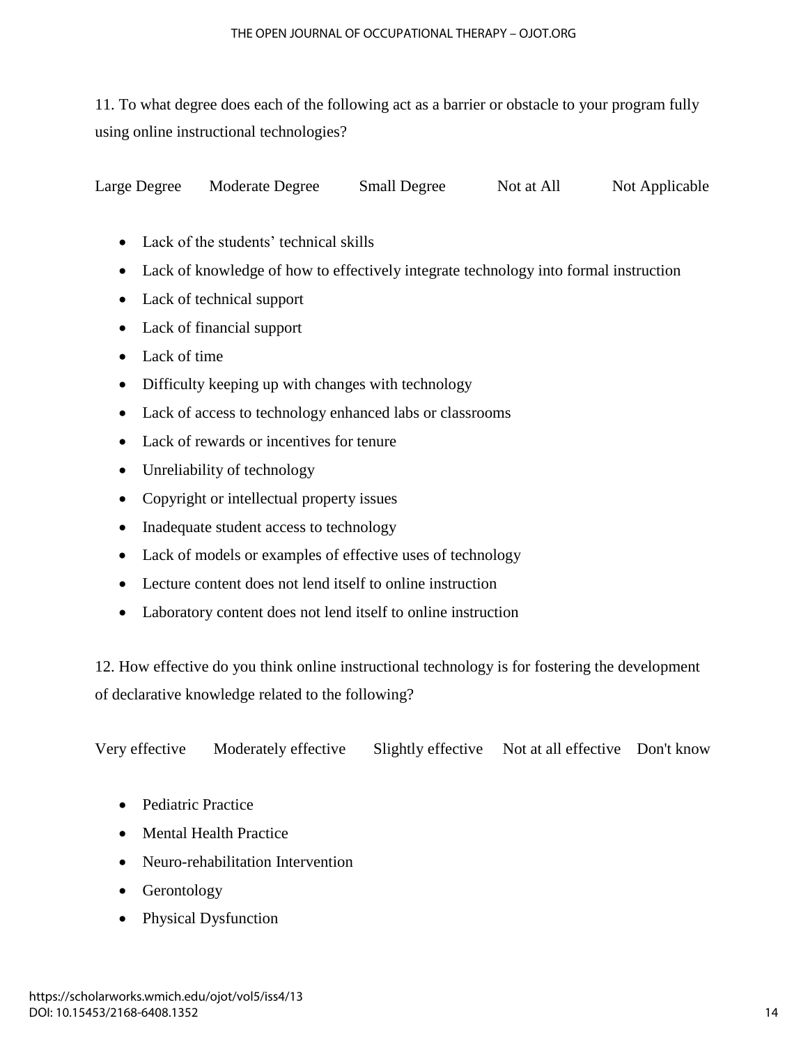11. To what degree does each of the following act as a barrier or obstacle to your program fully using online instructional technologies?

Large Degree Moderate Degree Small Degree Not at All Not Applicable

- Lack of the students' technical skills
- Lack of knowledge of how to effectively integrate technology into formal instruction
- Lack of technical support
- Lack of financial support
- Lack of time
- Difficulty keeping up with changes with technology
- Lack of access to technology enhanced labs or classrooms
- Lack of rewards or incentives for tenure
- Unreliability of technology
- Copyright or intellectual property issues
- Inadequate student access to technology
- Lack of models or examples of effective uses of technology
- Lecture content does not lend itself to online instruction
- Laboratory content does not lend itself to online instruction

12. How effective do you think online instructional technology is for fostering the development of declarative knowledge related to the following?

Very effective Moderately effective Slightly effective Not at all effective Don't know

- Pediatric Practice
- Mental Health Practice
- Neuro-rehabilitation Intervention
- Gerontology
- Physical Dysfunction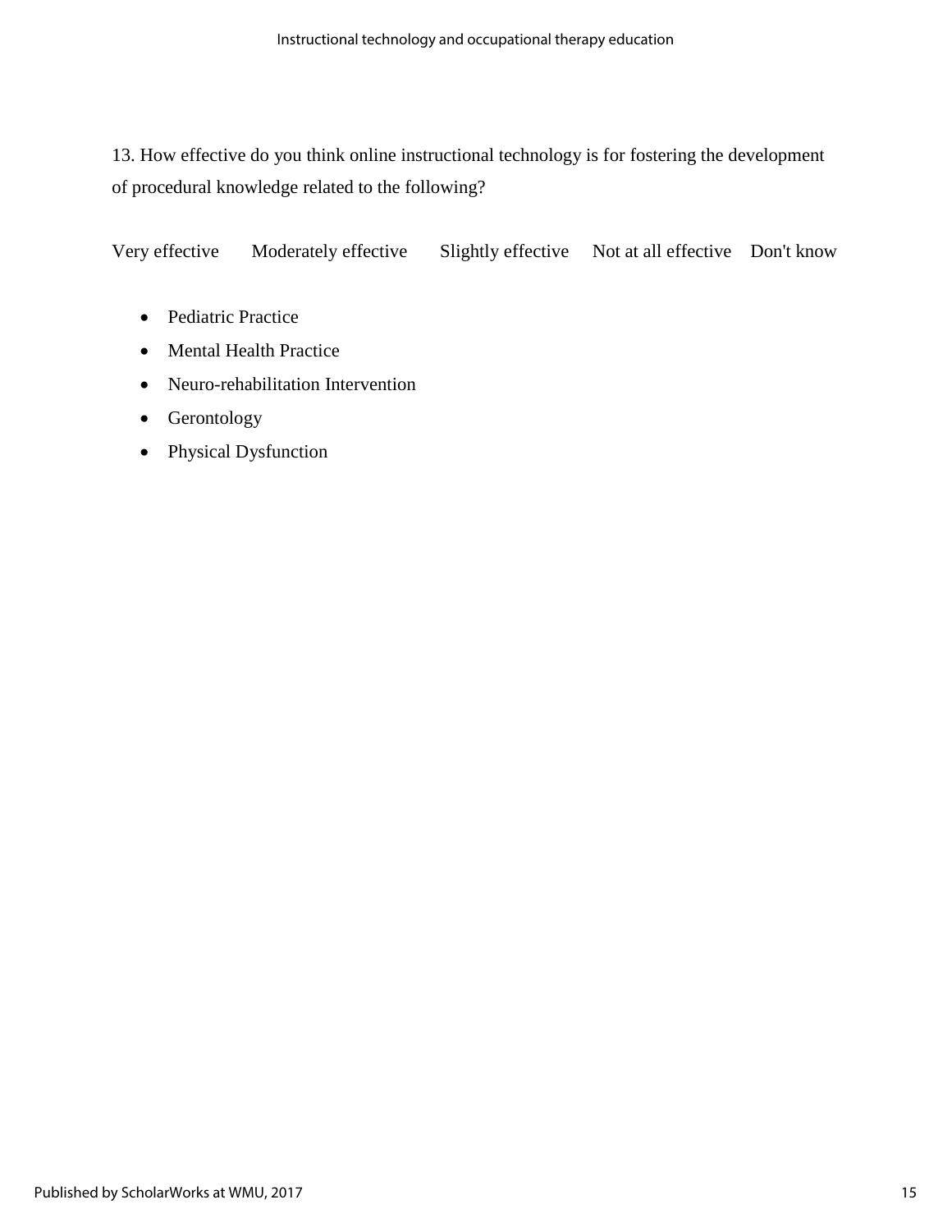13. How effective do you think online instructional technology is for fostering the development of procedural knowledge related to the following?

Very effective Moderately effective Slightly effective Not at all effective Don't know

- Pediatric Practice
- Mental Health Practice
- Neuro-rehabilitation Intervention
- Gerontology
- Physical Dysfunction